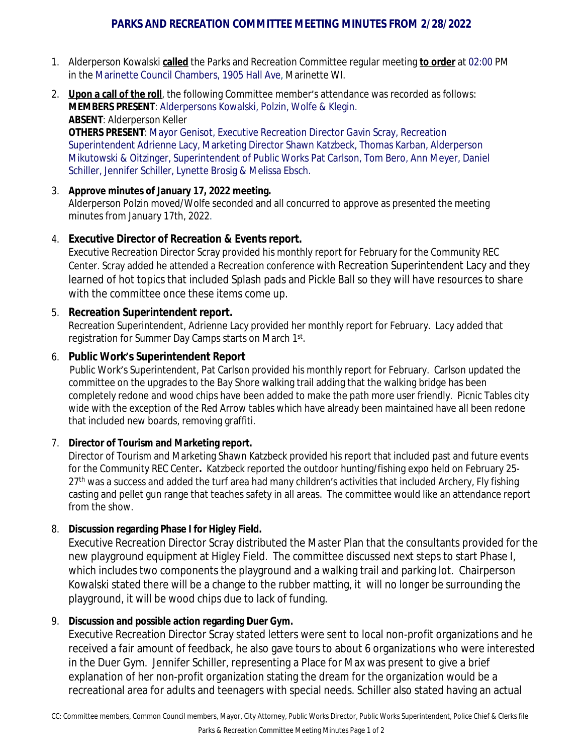# PARKS AND RECREATION COMMITTEE MEETING MINUTES FROM 2/28/2022

1. Alderperson Kowalski **called** the Parks and Recreation Committee regular meeting **to order** at 02:00 PM in the Marinette Council Chambers, 1905 Hall Ave, Marinette WI.

2. **Upon a call of the roll**, the following Committee member's attendance was recorded as follows:
   **MEMBERS PRESENT**: Alderpersons Kowalski, Polzin, Wolfe & Klegin.
   **ABSENT**: Alderperson Keller
   **OTHERS PRESENT**: Mayor Genisot, Executive Recreation Director Gavin Scray, Recreation Superintendent Adrienne Lacy, Marketing Director Shawn Katzbeck, Thomas Karban, Alderperson Mikutowski & Oitzinger, Superintendent of Public Works Pat Carlson, Tom Bero, Ann Meyer, Daniel Schiller, Jennifer Schiller, Lynette Brosig & Melissa Ebsch.

3. **Approve minutes of January 17, 2022 meeting.**
   Alderperson Polzin moved/Wolfe seconded and all concurred to approve as presented the meeting minutes from January 17th, 2022.

4. **Executive Director of Recreation & Events report.**
   Executive Recreation Director Scray provided his monthly report for February for the Community REC Center. Scray added he attended a Recreation conference with Recreation Superintendent Lacy and they learned of hot topics that included Splash pads and Pickle Ball so they will have resources to share with the committee once these items come up.

5. **Recreation Superintendent report.**
   Recreation Superintendent, Adrienne Lacy provided her monthly report for February. Lacy added that registration for Summer Day Camps starts on March 1st.

6. **Public Work's Superintendent Report**
   Public Work's Superintendent, Pat Carlson provided his monthly report for February. Carlson updated the committee on the upgrades to the Bay Shore walking trail adding that the walking bridge has been completely redone and wood chips have been added to make the path more user friendly. Picnic Tables city wide with the exception of the Red Arrow tables which have already been maintained have all been redone that included new boards, removing graffiti.

7. **Director of Tourism and Marketing report.**
   Director of Tourism and Marketing Shawn Katzbeck provided his report that included past and future events for the Community REC Center**.** Katzbeck reported the outdoor hunting/fishing expo held on February 25-27th was a success and added the turf area had many children's activities that included Archery, Fly fishing casting and pellet gun range that teaches safety in all areas. The committee would like an attendance report from the show.

8. **Discussion regarding Phase I for Higley Field.**
   Executive Recreation Director Scray distributed the Master Plan that the consultants provided for the new playground equipment at Higley Field. The committee discussed next steps to start Phase I, which includes two components the playground and a walking trail and parking lot. Chairperson Kowalski stated there will be a change to the rubber matting, it will no longer be surrounding the playground, it will be wood chips due to lack of funding.

9. **Discussion and possible action regarding Duer Gym.**
   Executive Recreation Director Scray stated letters were sent to local non-profit organizations and he received a fair amount of feedback, he also gave tours to about 6 organizations who were interested in the Duer Gym. Jennifer Schiller, representing a Place for Max was present to give a brief explanation of her non-profit organization stating the dream for the organization would be a recreational area for adults and teenagers with special needs. Schiller also stated having an actual

CC: Committee members, Common Council members, Mayor, City Attorney, Public Works Director, Public Works Superintendent, Police Chief & Clerks file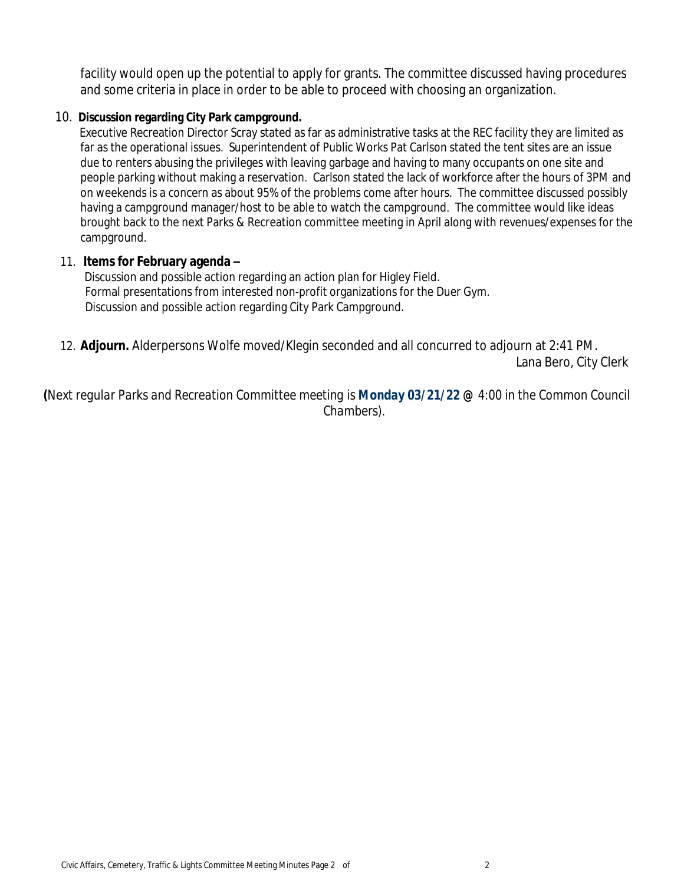facility would open up the potential to apply for grants. The committee discussed having procedures and some criteria in place in order to be able to proceed with choosing an organization.

10. **Discussion regarding City Park campground.**
    Executive Recreation Director Scray stated as far as administrative tasks at the REC facility they are limited as far as the operational issues. Superintendent of Public Works Pat Carlson stated the tent sites are an issue due to renters abusing the privileges with leaving garbage and having to many occupants on one site and people parking without making a reservation. Carlson stated the lack of workforce after the hours of 3PM and on weekends is a concern as about 95% of the problems come after hours. The committee discussed possibly having a campground manager/host to be able to watch the campground. The committee would like ideas brought back to the next Parks & Recreation committee meeting in April along with revenues/expenses for the campground.

11. **Items for February agenda –**
    Discussion and possible action regarding an action plan for Higley Field.
    Formal presentations from interested non-profit organizations for the Duer Gym.
    Discussion and possible action regarding City Park Campground.

12. **Adjourn.** Alderpersons Wolfe moved/Klegin seconded and all concurred to adjourn at 2:41 PM.

Lana Bero, City Clerk

*(Next regular Parks and Recreation Committee meeting is* ***Monday 03/21/22*** *@ 4:00 in the Common Council Chambers).*